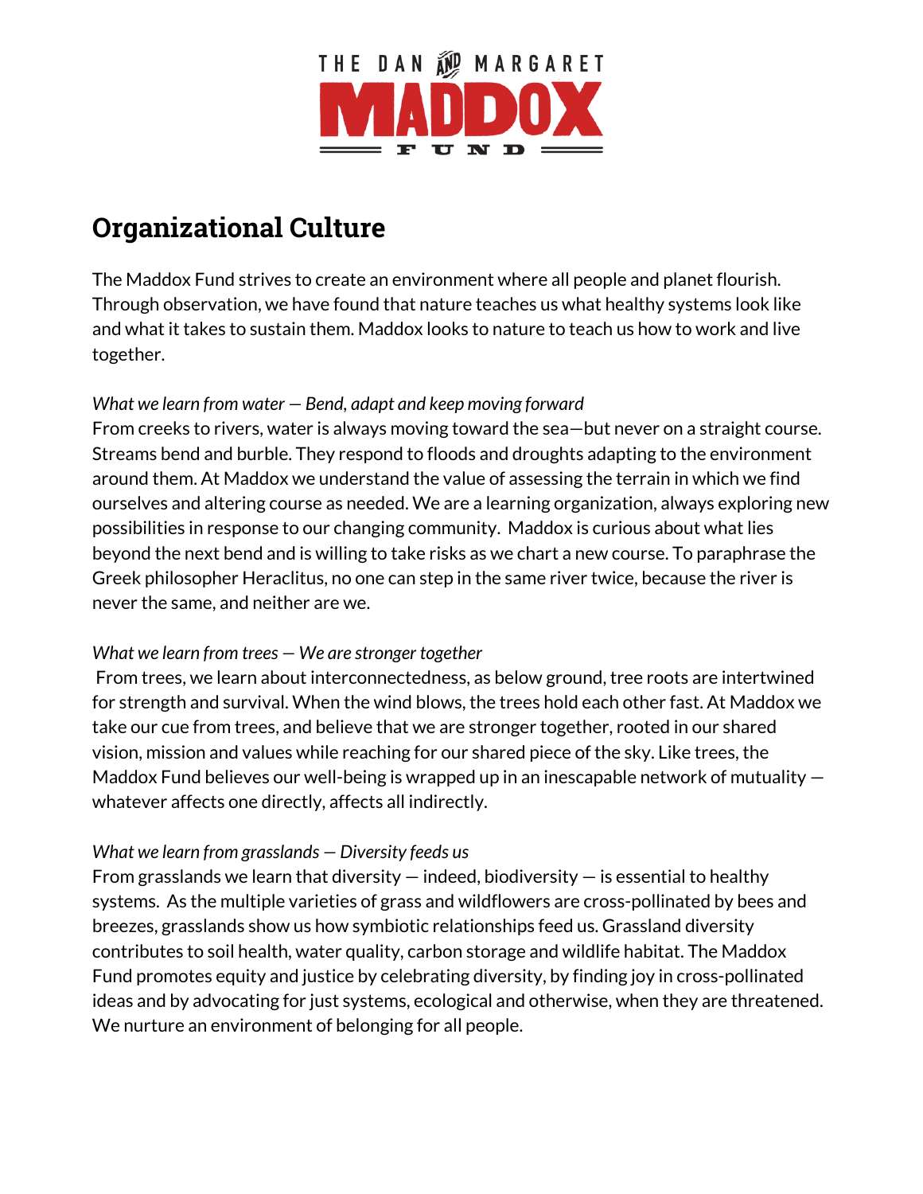THE DAN AND MARGARET MADDOX FUND

# Organizational Culture

The Maddox Fund strives to create an environment where all people and planet flourish. Through observation, we have found that nature teaches us what healthy systems look like and what it takes to sustain them. Maddox looks to nature to teach us how to work and live together.

*What we learn from water — Bend, adapt and keep moving forward*

From creeks to rivers, water is always moving toward the sea—but never on a straight course. Streams bend and burble. They respond to floods and droughts adapting to the environment around them. At Maddox we understand the value of assessing the terrain in which we find ourselves and altering course as needed. We are a learning organization, always exploring new possibilities in response to our changing community. Maddox is curious about what lies beyond the next bend and is willing to take risks as we chart a new course. To paraphrase the Greek philosopher Heraclitus, no one can step in the same river twice, because the river is never the same, and neither are we.

*What we learn from trees — We are stronger together*

From trees, we learn about interconnectedness, as below ground, tree roots are intertwined for strength and survival. When the wind blows, the trees hold each other fast. At Maddox we take our cue from trees, and believe that we are stronger together, rooted in our shared vision, mission and values while reaching for our shared piece of the sky. Like trees, the Maddox Fund believes our well-being is wrapped up in an inescapable network of mutuality — whatever affects one directly, affects all indirectly.

*What we learn from grasslands — Diversity feeds us*

From grasslands we learn that diversity — indeed, biodiversity — is essential to healthy systems. As the multiple varieties of grass and wildflowers are cross-pollinated by bees and breezes, grasslands show us how symbiotic relationships feed us. Grassland diversity contributes to soil health, water quality, carbon storage and wildlife habitat. The Maddox Fund promotes equity and justice by celebrating diversity, by finding joy in cross-pollinated ideas and by advocating for just systems, ecological and otherwise, when they are threatened. We nurture an environment of belonging for all people.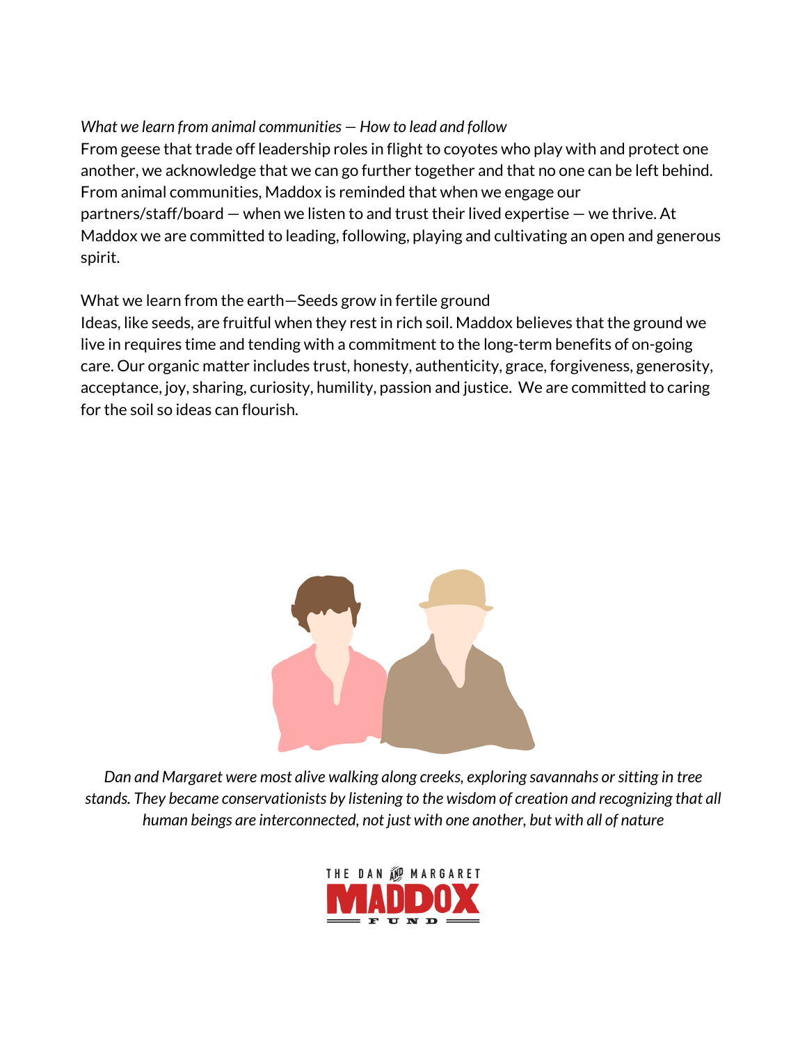*What we learn from animal communities — How to lead and follow*

From geese that trade off leadership roles in flight to coyotes who play with and protect one another, we acknowledge that we can go further together and that no one can be left behind. From animal communities, Maddox is reminded that when we engage our partners/staff/board — when we listen to and trust their lived expertise — we thrive. At Maddox we are committed to leading, following, playing and cultivating an open and generous spirit.

What we learn from the earth—Seeds grow in fertile ground

Ideas, like seeds, are fruitful when they rest in rich soil. Maddox believes that the ground we live in requires time and tending with a commitment to the long-term benefits of on-going care. Our organic matter includes trust, honesty, authenticity, grace, forgiveness, generosity, acceptance, joy, sharing, curiosity, humility, passion and justice. We are committed to caring for the soil so ideas can flourish.

*Dan and Margaret were most alive walking along creeks, exploring savannahs or sitting in tree stands. They became conservationists by listening to the wisdom of creation and recognizing that all human beings are interconnected, not just with one another, but with all of nature*

THE DAN AND MARGARET MADDOX FUND